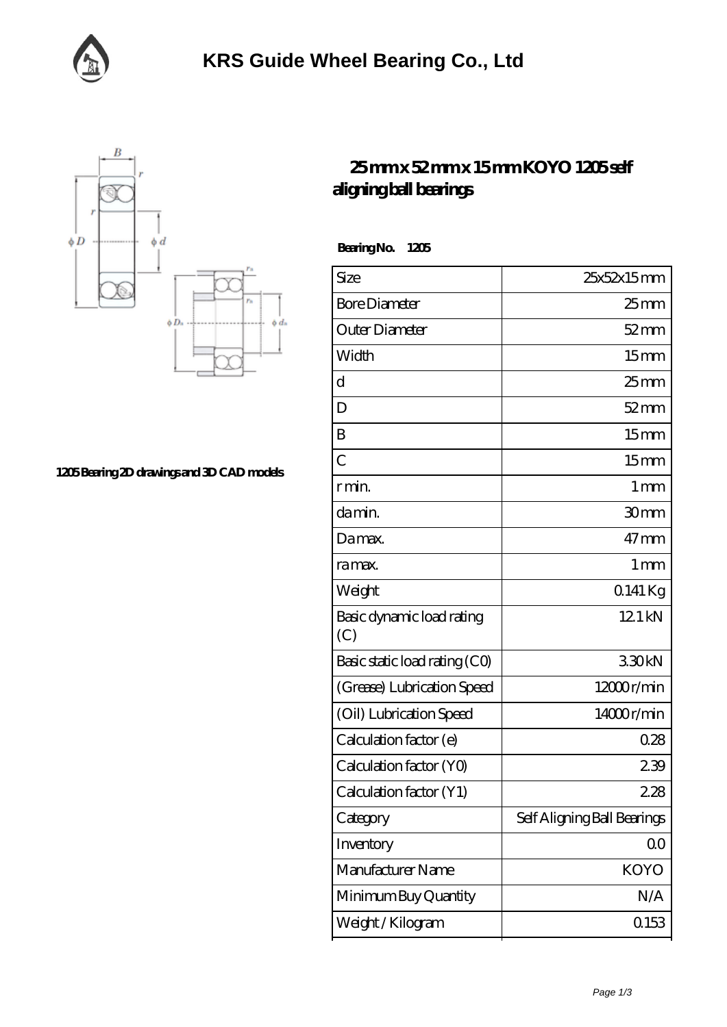# KRS Guide Wheel Bearing Co., Ltd

1205 Bearing 2D drawings and 3D CAD models

## 25 mm x 52 mm x 15 mm KOYO 1205 self aligning ball bearings

**Bearing No. 1205**

| | |
|---|---|
| Size | 25x52x15 mm |
| Bore Diameter | 25 mm |
| Outer Diameter | 52 mm |
| Width | 15 mm |
| d | 25 mm |
| D | 52 mm |
| B | 15 mm |
| C | 15 mm |
| r min. | 1 mm |
| da min. | 30 mm |
| Da max. | 47 mm |
| ra max. | 1 mm |
| Weight | 0.141 Kg |
| Basic dynamic load rating (C) | 12.1 kN |
| Basic static load rating (C0) | 3.30 kN |
| (Grease) Lubrication Speed | 12000 r/min |
| (Oil) Lubrication Speed | 14000 r/min |
| Calculation factor (e) | 0.28 |
| Calculation factor (Y0) | 2.39 |
| Calculation factor (Y1) | 2.28 |
| Category | Self Aligning Ball Bearings |
| Inventory | 0.0 |
| Manufacturer Name | KOYO |
| Minimum Buy Quantity | N/A |
| Weight / Kilogram | 0.153 |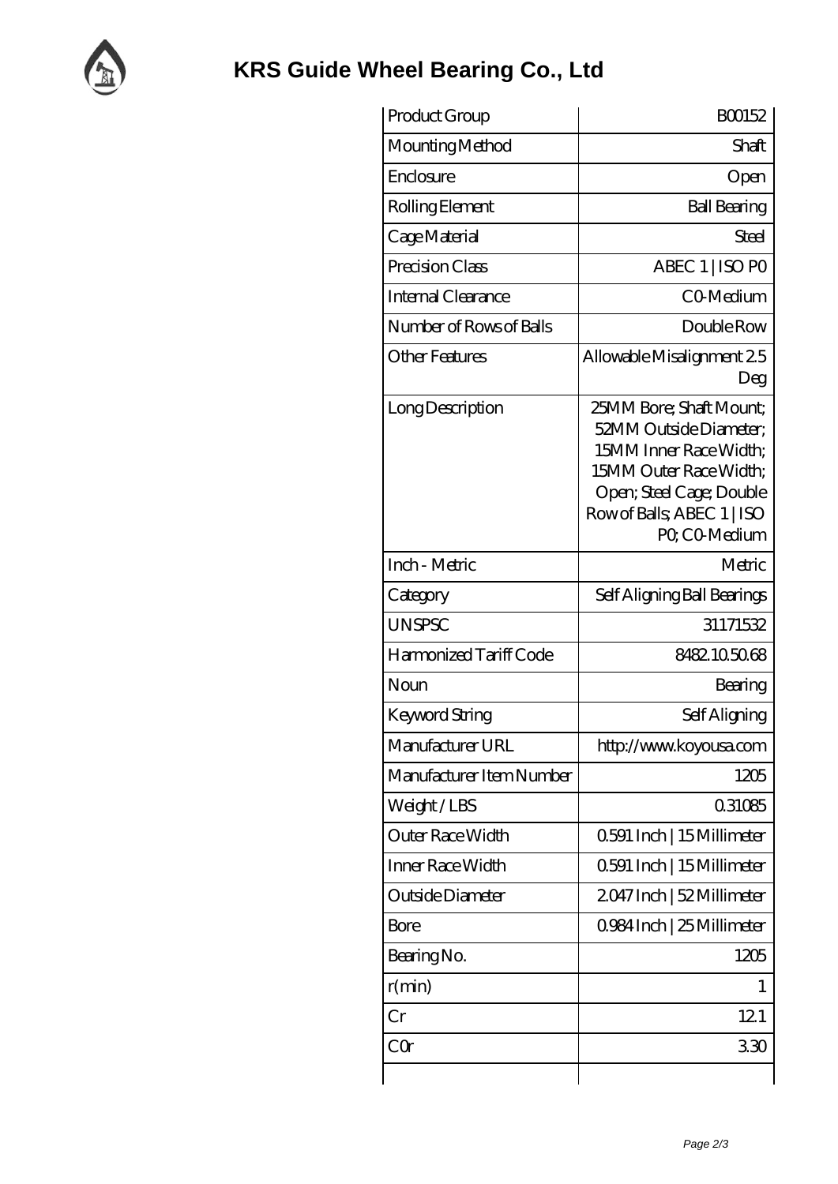# KRS Guide Wheel Bearing Co., Ltd

| Product Group | B00152 |
|---|---|
| Mounting Method | Shaft |
| Enclosure | Open |
| Rolling Element | Ball Bearing |
| Cage Material | Steel |
| Precision Class | ABEC 1 \| ISO P0 |
| Internal Clearance | C0-Medium |
| Number of Rows of Balls | Double Row |
| Other Features | Allowable Misalignment 2.5 Deg |
| Long Description | 25MM Bore; Shaft Mount; 52MM Outside Diameter; 15MM Inner Race Width; 15MM Outer Race Width; Open; Steel Cage; Double Row of Balls; ABEC 1 \| ISO P0; C0-Medium |
| Inch - Metric | Metric |
| Category | Self Aligning Ball Bearings |
| UNSPSC | 31171532 |
| Harmonized Tariff Code | 8482.10.50.68 |
| Noun | Bearing |
| Keyword String | Self Aligning |
| Manufacturer URL | http://www.koyousa.com |
| Manufacturer Item Number | 1205 |
| Weight / LBS | 0.31085 |
| Outer Race Width | 0.591 Inch \| 15 Millimeter |
| Inner Race Width | 0.591 Inch \| 15 Millimeter |
| Outside Diameter | 2.047 Inch \| 52 Millimeter |
| Bore | 0.984 Inch \| 25 Millimeter |
| Bearing No. | 1205 |
| r(min) | 1 |
| Cr | 12.1 |
| C0r | 3.30 |
| | |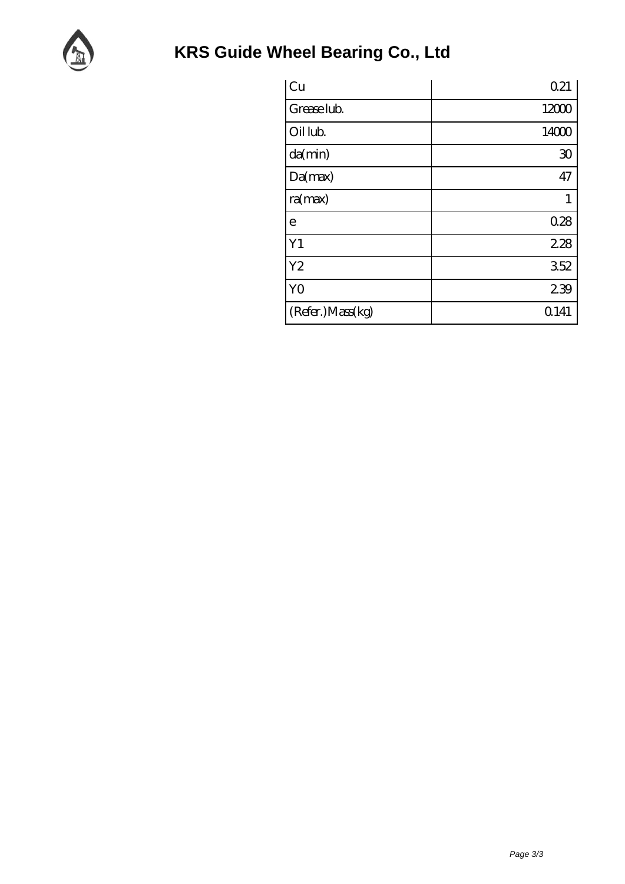| | |
|---|---|
| Cu | 0.21 |
| Grease lub. | 12000 |
| Oil lub. | 14000 |
| da(min) | 30 |
| Da(max) | 47 |
| ra(max) | 1 |
| e | 0.28 |
| Y1 | 2.28 |
| Y2 | 3.52 |
| Y0 | 2.39 |
| (Refer.)Mass(kg) | 0.141 |